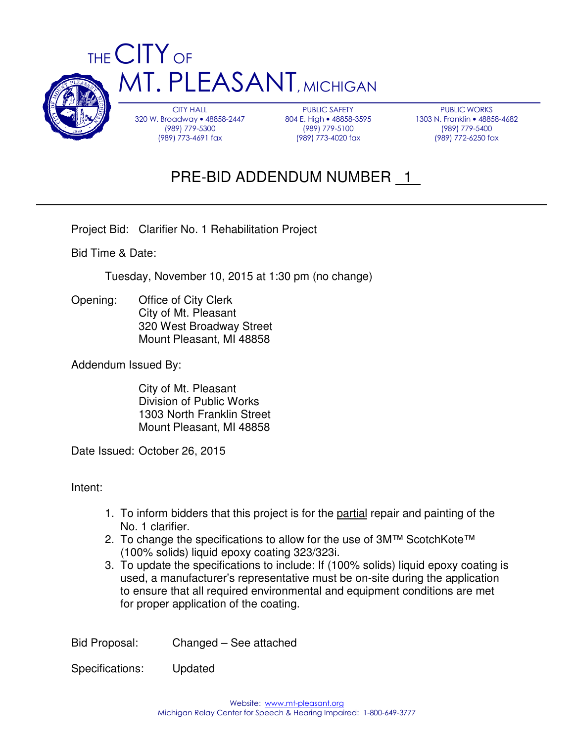# THE CITY OF MT. PLEASANT, MICHIGAN

| CITY HALL | PUBLIC SAFETY | PUBLIC WORKS |
|---|---|---|
| 320 W. Broadway • 48858-2447 | 804 E. High • 48858-3595 | 1303 N. Franklin • 48858-4682 |
| (989) 779-5300 | (989) 779-5100 | (989) 779-5400 |
| (989) 773-4691 fax | (989) 773-4020 fax | (989) 772-6250 fax |

## PRE-BID ADDENDUM NUMBER 1

Project Bid: Clarifier No. 1 Rehabilitation Project

Bid Time & Date:

Tuesday, November 10, 2015 at 1:30 pm (no change)

Opening: Office of City Clerk
City of Mt. Pleasant
320 West Broadway Street
Mount Pleasant, MI 48858

Addendum Issued By:

City of Mt. Pleasant
Division of Public Works
1303 North Franklin Street
Mount Pleasant, MI 48858

Date Issued: October 26, 2015

Intent:

1. To inform bidders that this project is for the partial repair and painting of the No. 1 clarifier.
2. To change the specifications to allow for the use of 3M™ ScotchKote™ (100% solids) liquid epoxy coating 323/323i.
3. To update the specifications to include: If (100% solids) liquid epoxy coating is used, a manufacturer's representative must be on-site during the application to ensure that all required environmental and equipment conditions are met for proper application of the coating.

Bid Proposal: Changed – See attached

Specifications: Updated

Website: www.mt-pleasant.org
Michigan Relay Center for Speech & Hearing Impaired: 1-800-649-3777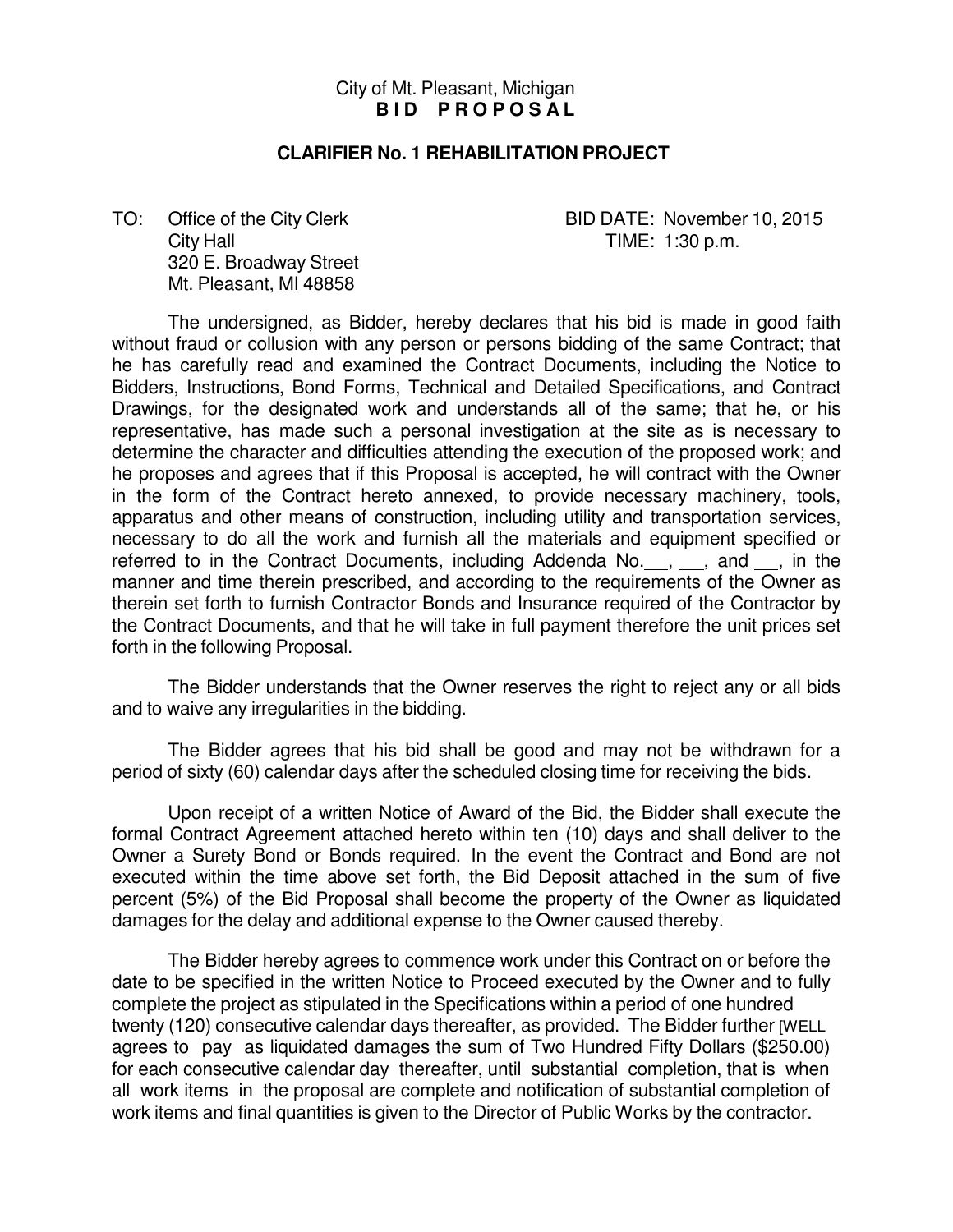City of Mt. Pleasant, Michigan
**B I D   P R O P O S A L**

**CLARIFIER No. 1 REHABILITATION PROJECT**

TO: Office of the City Clerk
City Hall
320 E. Broadway Street
Mt. Pleasant, MI 48858

BID DATE: November 10, 2015
TIME: 1:30 p.m.

The undersigned, as Bidder, hereby declares that his bid is made in good faith without fraud or collusion with any person or persons bidding of the same Contract; that he has carefully read and examined the Contract Documents, including the Notice to Bidders, Instructions, Bond Forms, Technical and Detailed Specifications, and Contract Drawings, for the designated work and understands all of the same; that he, or his representative, has made such a personal investigation at the site as is necessary to determine the character and difficulties attending the execution of the proposed work; and he proposes and agrees that if this Proposal is accepted, he will contract with the Owner in the form of the Contract hereto annexed, to provide necessary machinery, tools, apparatus and other means of construction, including utility and transportation services, necessary to do all the work and furnish all the materials and equipment specified or referred to in the Contract Documents, including Addenda No.___, ___, and ___, in the manner and time therein prescribed, and according to the requirements of the Owner as therein set forth to furnish Contractor Bonds and Insurance required of the Contractor by the Contract Documents, and that he will take in full payment therefore the unit prices set forth in the following Proposal.

The Bidder understands that the Owner reserves the right to reject any or all bids and to waive any irregularities in the bidding.

The Bidder agrees that his bid shall be good and may not be withdrawn for a period of sixty (60) calendar days after the scheduled closing time for receiving the bids.

Upon receipt of a written Notice of Award of the Bid, the Bidder shall execute the formal Contract Agreement attached hereto within ten (10) days and shall deliver to the Owner a Surety Bond or Bonds required. In the event the Contract and Bond are not executed within the time above set forth, the Bid Deposit attached in the sum of five percent (5%) of the Bid Proposal shall become the property of the Owner as liquidated damages for the delay and additional expense to the Owner caused thereby.

The Bidder hereby agrees to commence work under this Contract on or before the date to be specified in the written Notice to Proceed executed by the Owner and to fully complete the project as stipulated in the Specifications within a period of one hundred twenty (120) consecutive calendar days thereafter, as provided. The Bidder further [WELL agrees to pay as liquidated damages the sum of Two Hundred Fifty Dollars ($250.00) for each consecutive calendar day thereafter, until substantial completion, that is when all work items in the proposal are complete and notification of substantial completion of work items and final quantities is given to the Director of Public Works by the contractor.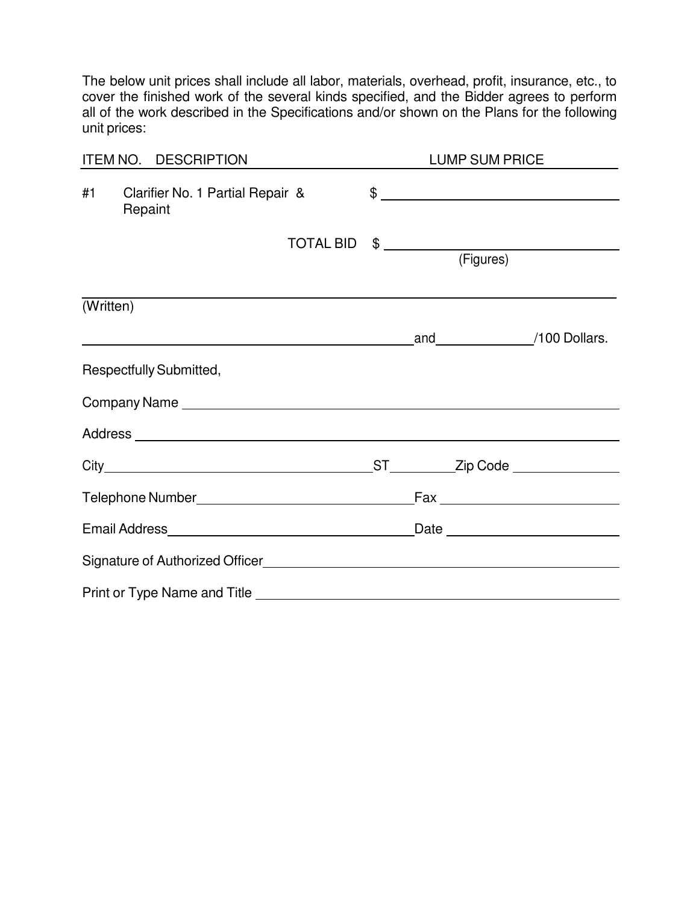The below unit prices shall include all labor, materials, overhead, profit, insurance, etc., to cover the finished work of the several kinds specified, and the Bidder agrees to perform all of the work described in the Specifications and/or shown on the Plans for the following unit prices:

| ITEM NO. | DESCRIPTION | LUMP SUM PRICE |
| --- | --- | --- |
| #1 | Clarifier No. 1 Partial Repair & Repaint | $ ____________________ |
| | TOTAL BID | $ ____________________ (Figures) |

______________________________________________________________
(Written)

________________________________ and __________ /100 Dollars.

Respectfully Submitted,

Company Name ________________________________________

Address ________________________________________

City ____________________ ST ________ Zip Code ____________

Telephone Number ____________________ Fax ____________________

Email Address ____________________ Date ____________________

Signature of Authorized Officer ________________________________________

Print or Type Name and Title ________________________________________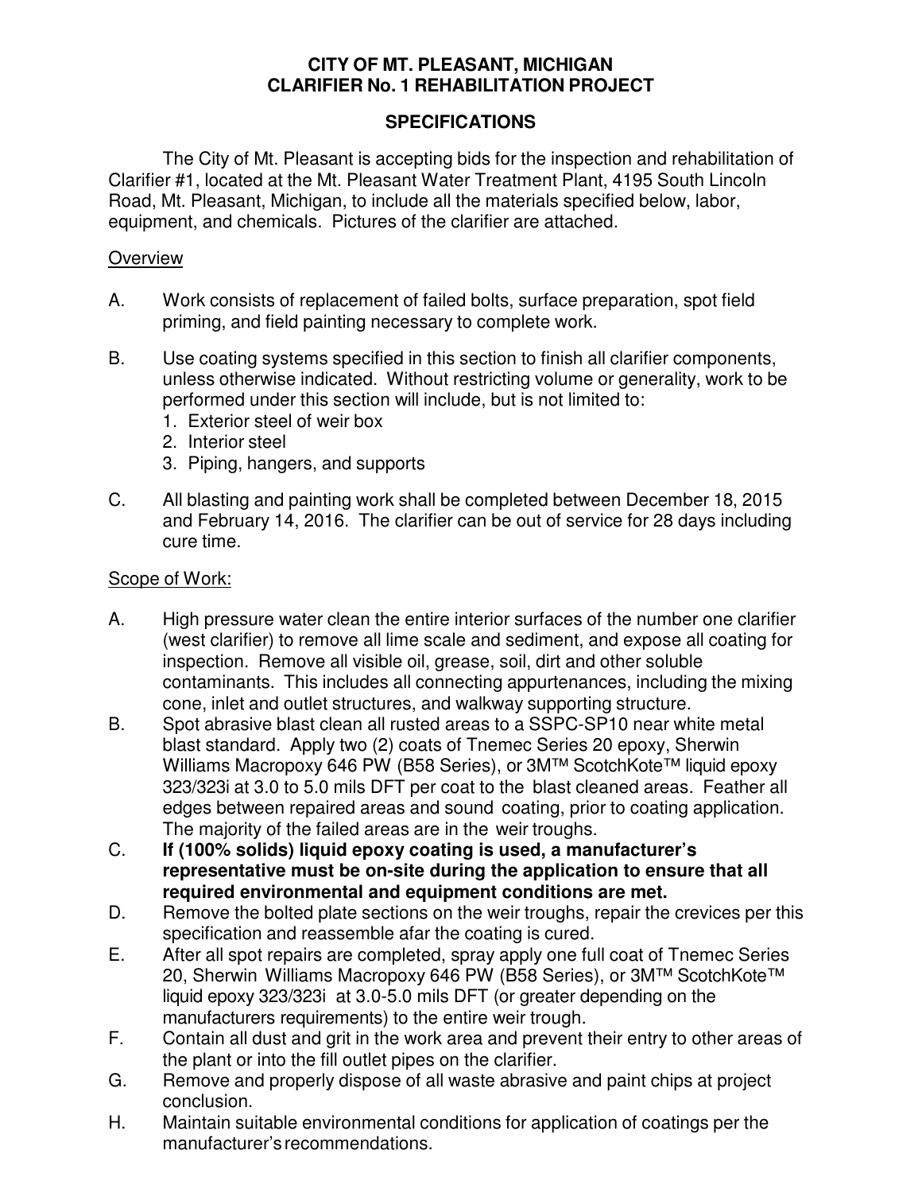**CITY OF MT. PLEASANT, MICHIGAN**
**CLARIFIER No. 1 REHABILITATION PROJECT**

**SPECIFICATIONS**

The City of Mt. Pleasant is accepting bids for the inspection and rehabilitation of Clarifier #1, located at the Mt. Pleasant Water Treatment Plant, 4195 South Lincoln Road, Mt. Pleasant, Michigan, to include all the materials specified below, labor, equipment, and chemicals. Pictures of the clarifier are attached.

Overview

A. Work consists of replacement of failed bolts, surface preparation, spot field priming, and field painting necessary to complete work.

B. Use coating systems specified in this section to finish all clarifier components, unless otherwise indicated. Without restricting volume or generality, work to be performed under this section will include, but is not limited to:
   1. Exterior steel of weir box
   2. Interior steel
   3. Piping, hangers, and supports

C. All blasting and painting work shall be completed between December 18, 2015 and February 14, 2016. The clarifier can be out of service for 28 days including cure time.

Scope of Work:

A. High pressure water clean the entire interior surfaces of the number one clarifier (west clarifier) to remove all lime scale and sediment, and expose all coating for inspection. Remove all visible oil, grease, soil, dirt and other soluble contaminants. This includes all connecting appurtenances, including the mixing cone, inlet and outlet structures, and walkway supporting structure.
B. Spot abrasive blast clean all rusted areas to a SSPC-SP10 near white metal blast standard. Apply two (2) coats of Tnemec Series 20 epoxy, Sherwin Williams Macropoxy 646 PW (B58 Series), or 3M™ ScotchKote™ liquid epoxy 323/323i at 3.0 to 5.0 mils DFT per coat to the blast cleaned areas. Feather all edges between repaired areas and sound coating, prior to coating application. The majority of the failed areas are in the weir troughs.
C. **If (100% solids) liquid epoxy coating is used, a manufacturer's representative must be on-site during the application to ensure that all required environmental and equipment conditions are met.**
D. Remove the bolted plate sections on the weir troughs, repair the crevices per this specification and reassemble afar the coating is cured.
E. After all spot repairs are completed, spray apply one full coat of Tnemec Series 20, Sherwin Williams Macropoxy 646 PW (B58 Series), or 3M™ ScotchKote™ liquid epoxy 323/323i at 3.0-5.0 mils DFT (or greater depending on the manufacturers requirements) to the entire weir trough.
F. Contain all dust and grit in the work area and prevent their entry to other areas of the plant or into the fill outlet pipes on the clarifier.
G. Remove and properly dispose of all waste abrasive and paint chips at project conclusion.
H. Maintain suitable environmental conditions for application of coatings per the manufacturer's recommendations.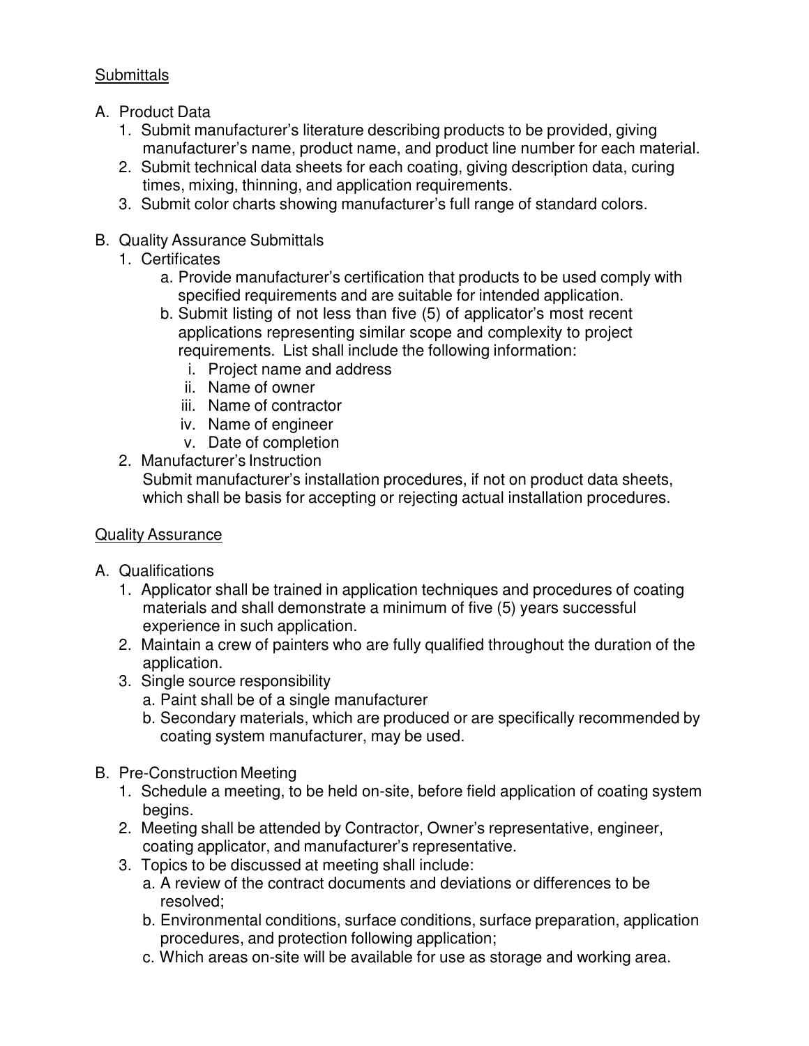## Submittals

A. Product Data
   1. Submit manufacturer's literature describing products to be provided, giving manufacturer's name, product name, and product line number for each material.
   2. Submit technical data sheets for each coating, giving description data, curing times, mixing, thinning, and application requirements.
   3. Submit color charts showing manufacturer's full range of standard colors.

B. Quality Assurance Submittals
   1. Certificates
      a. Provide manufacturer's certification that products to be used comply with specified requirements and are suitable for intended application.
      b. Submit listing of not less than five (5) of applicator's most recent applications representing similar scope and complexity to project requirements. List shall include the following information:
         i. Project name and address
         ii. Name of owner
         iii. Name of contractor
         iv. Name of engineer
         v. Date of completion
   2. Manufacturer's Instruction
      Submit manufacturer's installation procedures, if not on product data sheets, which shall be basis for accepting or rejecting actual installation procedures.

## Quality Assurance

A. Qualifications
   1. Applicator shall be trained in application techniques and procedures of coating materials and shall demonstrate a minimum of five (5) years successful experience in such application.
   2. Maintain a crew of painters who are fully qualified throughout the duration of the application.
   3. Single source responsibility
      a. Paint shall be of a single manufacturer
      b. Secondary materials, which are produced or are specifically recommended by coating system manufacturer, may be used.

B. Pre-Construction Meeting
   1. Schedule a meeting, to be held on-site, before field application of coating system begins.
   2. Meeting shall be attended by Contractor, Owner's representative, engineer, coating applicator, and manufacturer's representative.
   3. Topics to be discussed at meeting shall include:
      a. A review of the contract documents and deviations or differences to be resolved;
      b. Environmental conditions, surface conditions, surface preparation, application procedures, and protection following application;
      c. Which areas on-site will be available for use as storage and working area.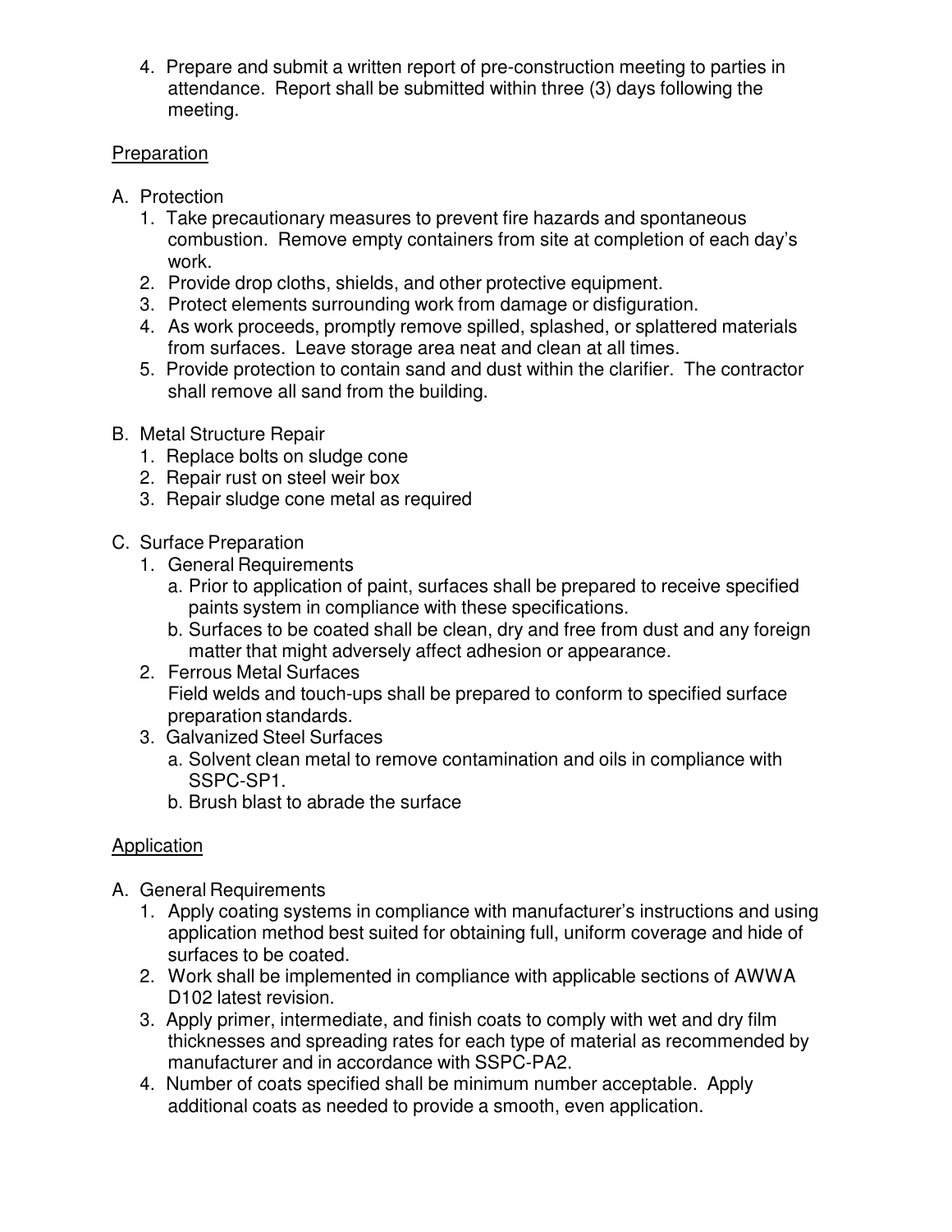4. Prepare and submit a written report of pre-construction meeting to parties in attendance. Report shall be submitted within three (3) days following the meeting.

<u>Preparation</u>

A. Protection
   1. Take precautionary measures to prevent fire hazards and spontaneous combustion. Remove empty containers from site at completion of each day's work.
   2. Provide drop cloths, shields, and other protective equipment.
   3. Protect elements surrounding work from damage or disfiguration.
   4. As work proceeds, promptly remove spilled, splashed, or splattered materials from surfaces. Leave storage area neat and clean at all times.
   5. Provide protection to contain sand and dust within the clarifier. The contractor shall remove all sand from the building.

B. Metal Structure Repair
   1. Replace bolts on sludge cone
   2. Repair rust on steel weir box
   3. Repair sludge cone metal as required

C. Surface Preparation
   1. General Requirements
      a. Prior to application of paint, surfaces shall be prepared to receive specified paints system in compliance with these specifications.
      b. Surfaces to be coated shall be clean, dry and free from dust and any foreign matter that might adversely affect adhesion or appearance.
   2. Ferrous Metal Surfaces
      Field welds and touch-ups shall be prepared to conform to specified surface preparation standards.
   3. Galvanized Steel Surfaces
      a. Solvent clean metal to remove contamination and oils in compliance with SSPC-SP1.
      b. Brush blast to abrade the surface

<u>Application</u>

A. General Requirements
   1. Apply coating systems in compliance with manufacturer's instructions and using application method best suited for obtaining full, uniform coverage and hide of surfaces to be coated.
   2. Work shall be implemented in compliance with applicable sections of AWWA D102 latest revision.
   3. Apply primer, intermediate, and finish coats to comply with wet and dry film thicknesses and spreading rates for each type of material as recommended by manufacturer and in accordance with SSPC-PA2.
   4. Number of coats specified shall be minimum number acceptable. Apply additional coats as needed to provide a smooth, even application.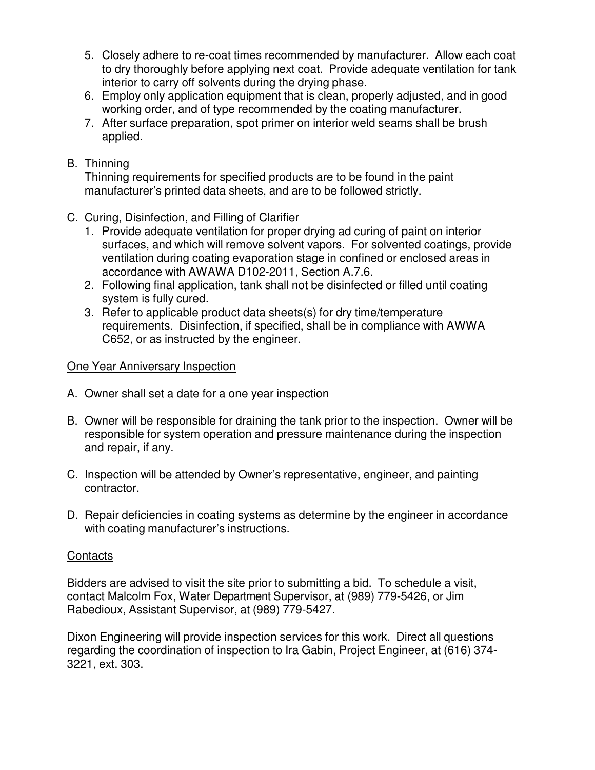5. Closely adhere to re-coat times recommended by manufacturer. Allow each coat to dry thoroughly before applying next coat. Provide adequate ventilation for tank interior to carry off solvents during the drying phase.
6. Employ only application equipment that is clean, properly adjusted, and in good working order, and of type recommended by the coating manufacturer.
7. After surface preparation, spot primer on interior weld seams shall be brush applied.

B. Thinning
   Thinning requirements for specified products are to be found in the paint manufacturer's printed data sheets, and are to be followed strictly.

C. Curing, Disinfection, and Filling of Clarifier
   1. Provide adequate ventilation for proper drying ad curing of paint on interior surfaces, and which will remove solvent vapors. For solvented coatings, provide ventilation during coating evaporation stage in confined or enclosed areas in accordance with AWAWA D102-2011, Section A.7.6.
   2. Following final application, tank shall not be disinfected or filled until coating system is fully cured.
   3. Refer to applicable product data sheets(s) for dry time/temperature requirements. Disinfection, if specified, shall be in compliance with AWWA C652, or as instructed by the engineer.

<u>One Year Anniversary Inspection</u>

A. Owner shall set a date for a one year inspection

B. Owner will be responsible for draining the tank prior to the inspection. Owner will be responsible for system operation and pressure maintenance during the inspection and repair, if any.

C. Inspection will be attended by Owner's representative, engineer, and painting contractor.

D. Repair deficiencies in coating systems as determine by the engineer in accordance with coating manufacturer's instructions.

<u>Contacts</u>

Bidders are advised to visit the site prior to submitting a bid. To schedule a visit, contact Malcolm Fox, Water Department Supervisor, at (989) 779-5426, or Jim Rabedioux, Assistant Supervisor, at (989) 779-5427.

Dixon Engineering will provide inspection services for this work. Direct all questions regarding the coordination of inspection to Ira Gabin, Project Engineer, at (616) 374-3221, ext. 303.